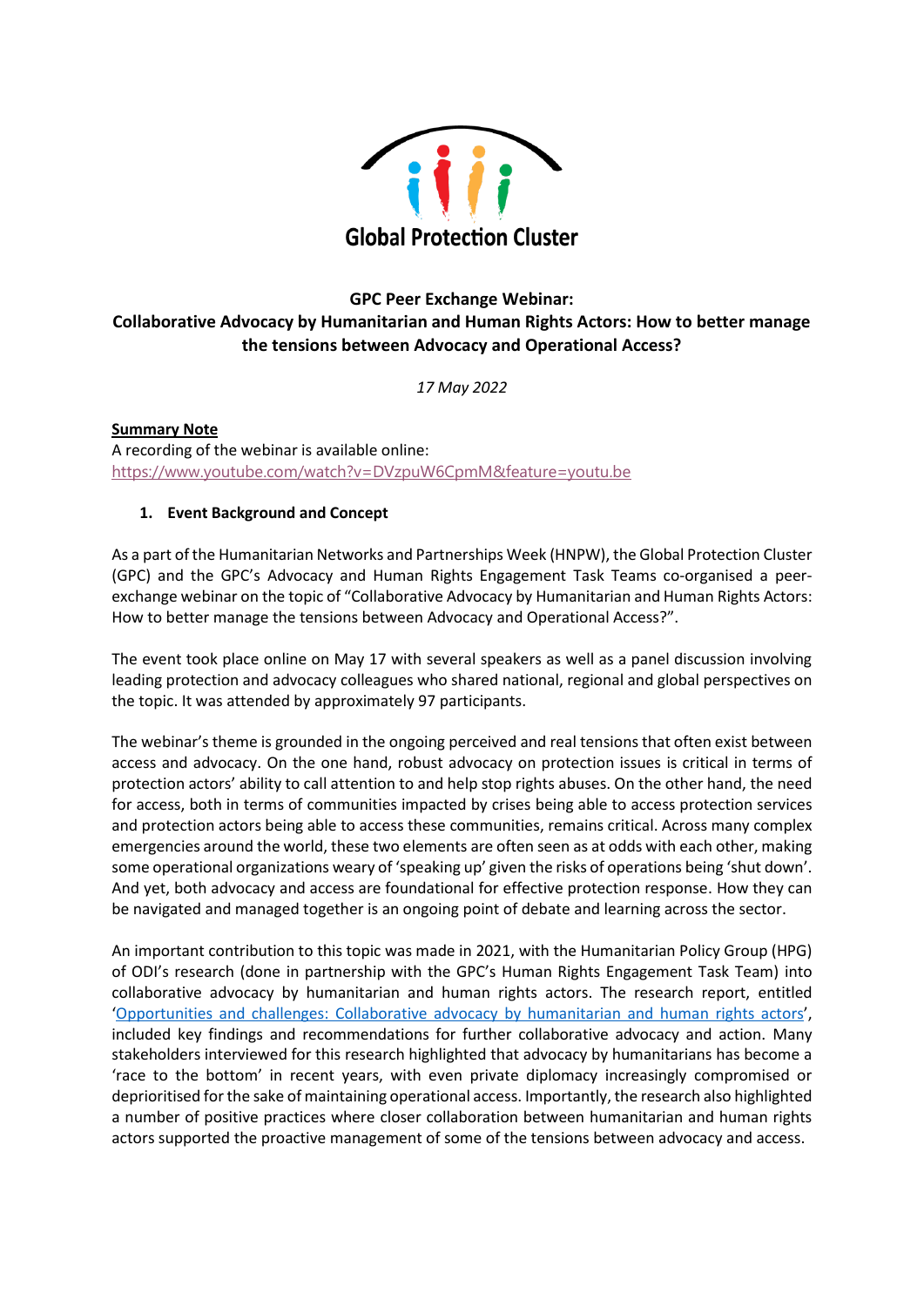Global Protection Cluster

**GPC Peer Exchange Webinar:**
**Collaborative Advocacy by Humanitarian and Human Rights Actors: How to better manage the tensions between Advocacy and Operational Access?**

*17 May 2022*

**Summary Note**

A recording of the webinar is available online:
https://www.youtube.com/watch?v=DVzpuW6CpmM&feature=youtu.be

## 1. Event Background and Concept

As a part of the Humanitarian Networks and Partnerships Week (HNPW), the Global Protection Cluster (GPC) and the GPC's Advocacy and Human Rights Engagement Task Teams co-organised a peer-exchange webinar on the topic of "Collaborative Advocacy by Humanitarian and Human Rights Actors: How to better manage the tensions between Advocacy and Operational Access?".

The event took place online on May 17 with several speakers as well as a panel discussion involving leading protection and advocacy colleagues who shared national, regional and global perspectives on the topic. It was attended by approximately 97 participants.

The webinar's theme is grounded in the ongoing perceived and real tensions that often exist between access and advocacy. On the one hand, robust advocacy on protection issues is critical in terms of protection actors' ability to call attention to and help stop rights abuses. On the other hand, the need for access, both in terms of communities impacted by crises being able to access protection services and protection actors being able to access these communities, remains critical. Across many complex emergencies around the world, these two elements are often seen as at odds with each other, making some operational organizations weary of 'speaking up' given the risks of operations being 'shut down'. And yet, both advocacy and access are foundational for effective protection response. How they can be navigated and managed together is an ongoing point of debate and learning across the sector.

An important contribution to this topic was made in 2021, with the Humanitarian Policy Group (HPG) of ODI's research (done in partnership with the GPC's Human Rights Engagement Task Team) into collaborative advocacy by humanitarian and human rights actors. The research report, entitled 'Opportunities and challenges: Collaborative advocacy by humanitarian and human rights actors', included key findings and recommendations for further collaborative advocacy and action. Many stakeholders interviewed for this research highlighted that advocacy by humanitarians has become a 'race to the bottom' in recent years, with even private diplomacy increasingly compromised or deprioritised for the sake of maintaining operational access. Importantly, the research also highlighted a number of positive practices where closer collaboration between humanitarian and human rights actors supported the proactive management of some of the tensions between advocacy and access.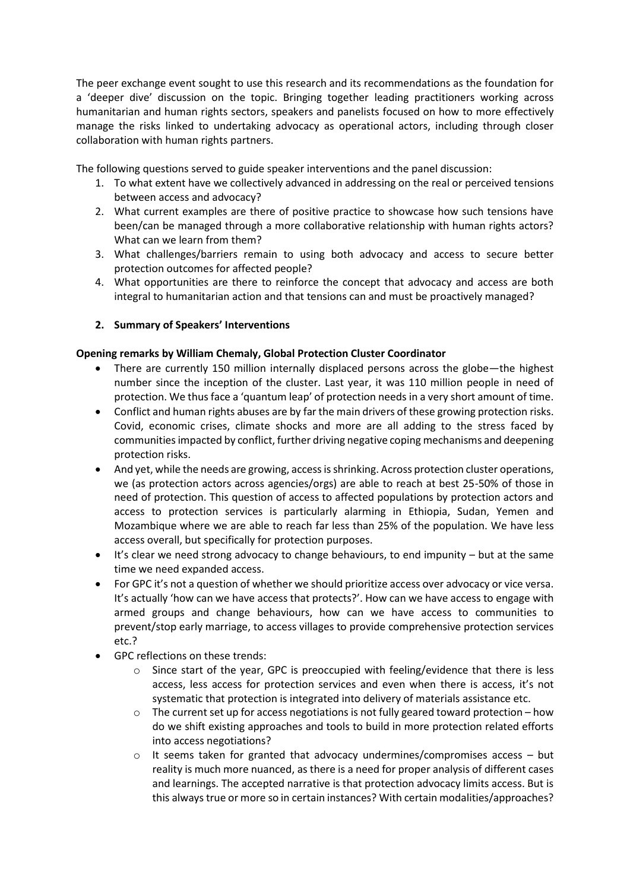The peer exchange event sought to use this research and its recommendations as the foundation for a 'deeper dive' discussion on the topic. Bringing together leading practitioners working across humanitarian and human rights sectors, speakers and panelists focused on how to more effectively manage the risks linked to undertaking advocacy as operational actors, including through closer collaboration with human rights partners.

The following questions served to guide speaker interventions and the panel discussion:

1. To what extent have we collectively advanced in addressing on the real or perceived tensions between access and advocacy?
2. What current examples are there of positive practice to showcase how such tensions have been/can be managed through a more collaborative relationship with human rights actors? What can we learn from them?
3. What challenges/barriers remain to using both advocacy and access to secure better protection outcomes for affected people?
4. What opportunities are there to reinforce the concept that advocacy and access are both integral to humanitarian action and that tensions can and must be proactively managed?

## 2. Summary of Speakers' Interventions

**Opening remarks by William Chemaly, Global Protection Cluster Coordinator**

- There are currently 150 million internally displaced persons across the globe—the highest number since the inception of the cluster. Last year, it was 110 million people in need of protection. We thus face a 'quantum leap' of protection needs in a very short amount of time.
- Conflict and human rights abuses are by far the main drivers of these growing protection risks. Covid, economic crises, climate shocks and more are all adding to the stress faced by communities impacted by conflict, further driving negative coping mechanisms and deepening protection risks.
- And yet, while the needs are growing, access is shrinking. Across protection cluster operations, we (as protection actors across agencies/orgs) are able to reach at best 25-50% of those in need of protection. This question of access to affected populations by protection actors and access to protection services is particularly alarming in Ethiopia, Sudan, Yemen and Mozambique where we are able to reach far less than 25% of the population. We have less access overall, but specifically for protection purposes.
- It's clear we need strong advocacy to change behaviours, to end impunity – but at the same time we need expanded access.
- For GPC it's not a question of whether we should prioritize access over advocacy or vice versa. It's actually 'how can we have access that protects?'. How can we have access to engage with armed groups and change behaviours, how can we have access to communities to prevent/stop early marriage, to access villages to provide comprehensive protection services etc.?
- GPC reflections on these trends:
  - Since start of the year, GPC is preoccupied with feeling/evidence that there is less access, less access for protection services and even when there is access, it's not systematic that protection is integrated into delivery of materials assistance etc.
  - The current set up for access negotiations is not fully geared toward protection – how do we shift existing approaches and tools to build in more protection related efforts into access negotiations?
  - It seems taken for granted that advocacy undermines/compromises access – but reality is much more nuanced, as there is a need for proper analysis of different cases and learnings. The accepted narrative is that protection advocacy limits access. But is this always true or more so in certain instances? With certain modalities/approaches?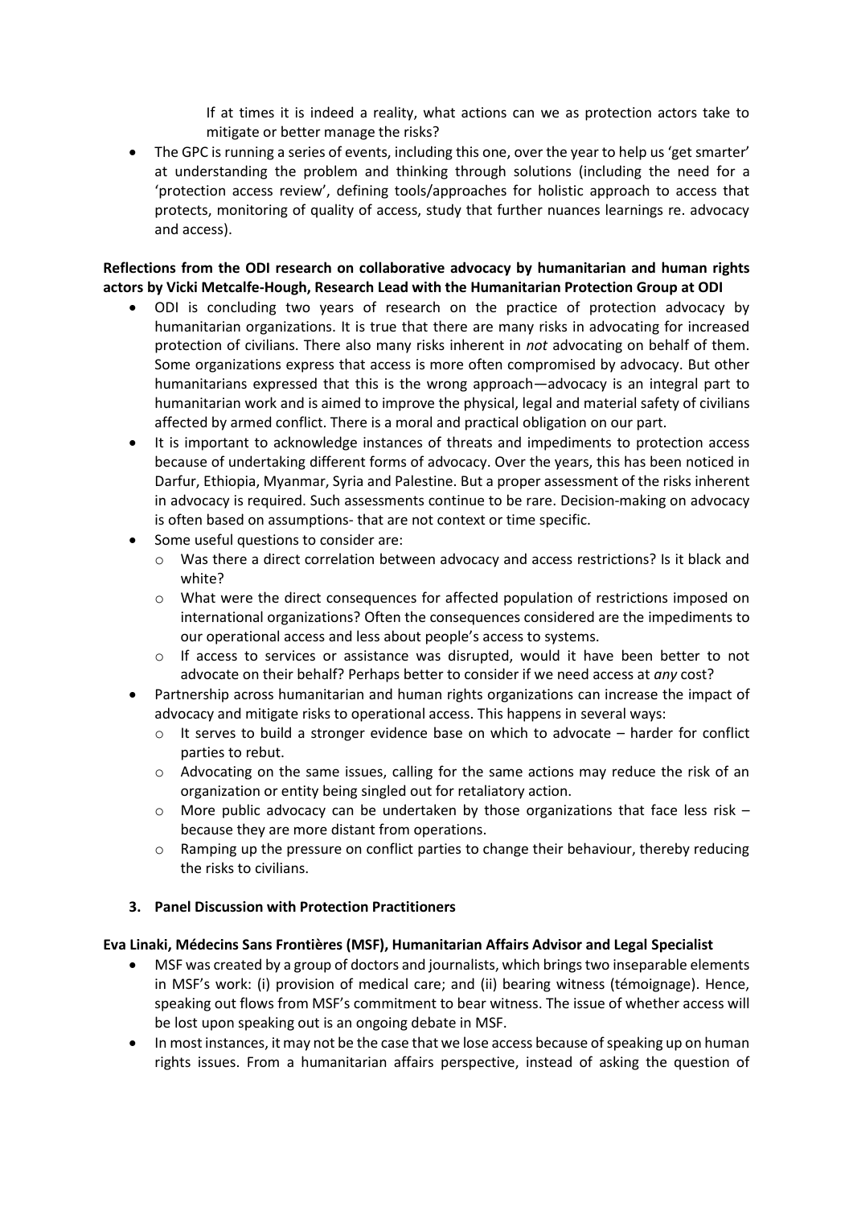If at times it is indeed a reality, what actions can we as protection actors take to mitigate or better manage the risks?

- The GPC is running a series of events, including this one, over the year to help us 'get smarter' at understanding the problem and thinking through solutions (including the need for a 'protection access review', defining tools/approaches for holistic approach to access that protects, monitoring of quality of access, study that further nuances learnings re. advocacy and access).

**Reflections from the ODI research on collaborative advocacy by humanitarian and human rights actors by Vicki Metcalfe-Hough, Research Lead with the Humanitarian Protection Group at ODI**

- ODI is concluding two years of research on the practice of protection advocacy by humanitarian organizations. It is true that there are many risks in advocating for increased protection of civilians. There also many risks inherent in *not* advocating on behalf of them. Some organizations express that access is more often compromised by advocacy. But other humanitarians expressed that this is the wrong approach—advocacy is an integral part to humanitarian work and is aimed to improve the physical, legal and material safety of civilians affected by armed conflict. There is a moral and practical obligation on our part.
- It is important to acknowledge instances of threats and impediments to protection access because of undertaking different forms of advocacy. Over the years, this has been noticed in Darfur, Ethiopia, Myanmar, Syria and Palestine. But a proper assessment of the risks inherent in advocacy is required. Such assessments continue to be rare. Decision-making on advocacy is often based on assumptions- that are not context or time specific.
- Some useful questions to consider are:
  - Was there a direct correlation between advocacy and access restrictions? Is it black and white?
  - What were the direct consequences for affected population of restrictions imposed on international organizations? Often the consequences considered are the impediments to our operational access and less about people's access to systems.
  - If access to services or assistance was disrupted, would it have been better to not advocate on their behalf? Perhaps better to consider if we need access at *any* cost?
- Partnership across humanitarian and human rights organizations can increase the impact of advocacy and mitigate risks to operational access. This happens in several ways:
  - It serves to build a stronger evidence base on which to advocate – harder for conflict parties to rebut.
  - Advocating on the same issues, calling for the same actions may reduce the risk of an organization or entity being singled out for retaliatory action.
  - More public advocacy can be undertaken by those organizations that face less risk – because they are more distant from operations.
  - Ramping up the pressure on conflict parties to change their behaviour, thereby reducing the risks to civilians.

### 3. Panel Discussion with Protection Practitioners

**Eva Linaki, Médecins Sans Frontières (MSF), Humanitarian Affairs Advisor and Legal Specialist**

- MSF was created by a group of doctors and journalists, which brings two inseparable elements in MSF's work: (i) provision of medical care; and (ii) bearing witness (témoignage). Hence, speaking out flows from MSF's commitment to bear witness. The issue of whether access will be lost upon speaking out is an ongoing debate in MSF.
- In most instances, it may not be the case that we lose access because of speaking up on human rights issues. From a humanitarian affairs perspective, instead of asking the question of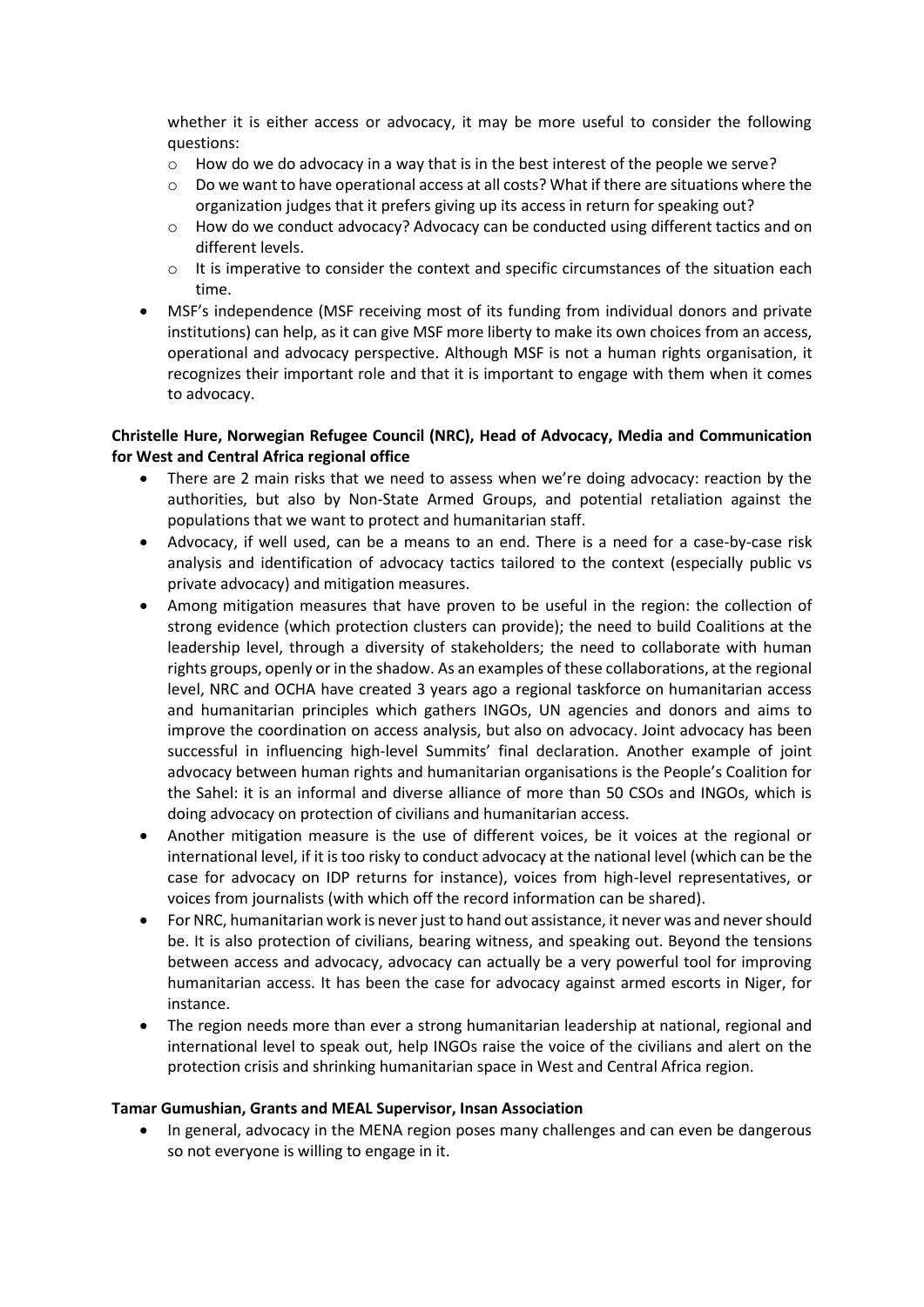whether it is either access or advocacy, it may be more useful to consider the following questions:

- How do we do advocacy in a way that is in the best interest of the people we serve?
- Do we want to have operational access at all costs? What if there are situations where the organization judges that it prefers giving up its access in return for speaking out?
- How do we conduct advocacy? Advocacy can be conducted using different tactics and on different levels.
- It is imperative to consider the context and specific circumstances of the situation each time.

- MSF's independence (MSF receiving most of its funding from individual donors and private institutions) can help, as it can give MSF more liberty to make its own choices from an access, operational and advocacy perspective. Although MSF is not a human rights organisation, it recognizes their important role and that it is important to engage with them when it comes to advocacy.

**Christelle Hure, Norwegian Refugee Council (NRC), Head of Advocacy, Media and Communication for West and Central Africa regional office**

- There are 2 main risks that we need to assess when we're doing advocacy: reaction by the authorities, but also by Non-State Armed Groups, and potential retaliation against the populations that we want to protect and humanitarian staff.
- Advocacy, if well used, can be a means to an end. There is a need for a case-by-case risk analysis and identification of advocacy tactics tailored to the context (especially public vs private advocacy) and mitigation measures.
- Among mitigation measures that have proven to be useful in the region: the collection of strong evidence (which protection clusters can provide); the need to build Coalitions at the leadership level, through a diversity of stakeholders; the need to collaborate with human rights groups, openly or in the shadow. As an examples of these collaborations, at the regional level, NRC and OCHA have created 3 years ago a regional taskforce on humanitarian access and humanitarian principles which gathers INGOs, UN agencies and donors and aims to improve the coordination on access analysis, but also on advocacy. Joint advocacy has been successful in influencing high-level Summits' final declaration. Another example of joint advocacy between human rights and humanitarian organisations is the People's Coalition for the Sahel: it is an informal and diverse alliance of more than 50 CSOs and INGOs, which is doing advocacy on protection of civilians and humanitarian access.
- Another mitigation measure is the use of different voices, be it voices at the regional or international level, if it is too risky to conduct advocacy at the national level (which can be the case for advocacy on IDP returns for instance), voices from high-level representatives, or voices from journalists (with which off the record information can be shared).
- For NRC, humanitarian work is never just to hand out assistance, it never was and never should be. It is also protection of civilians, bearing witness, and speaking out. Beyond the tensions between access and advocacy, advocacy can actually be a very powerful tool for improving humanitarian access. It has been the case for advocacy against armed escorts in Niger, for instance.
- The region needs more than ever a strong humanitarian leadership at national, regional and international level to speak out, help INGOs raise the voice of the civilians and alert on the protection crisis and shrinking humanitarian space in West and Central Africa region.

**Tamar Gumushian, Grants and MEAL Supervisor, Insan Association**

- In general, advocacy in the MENA region poses many challenges and can even be dangerous so not everyone is willing to engage in it.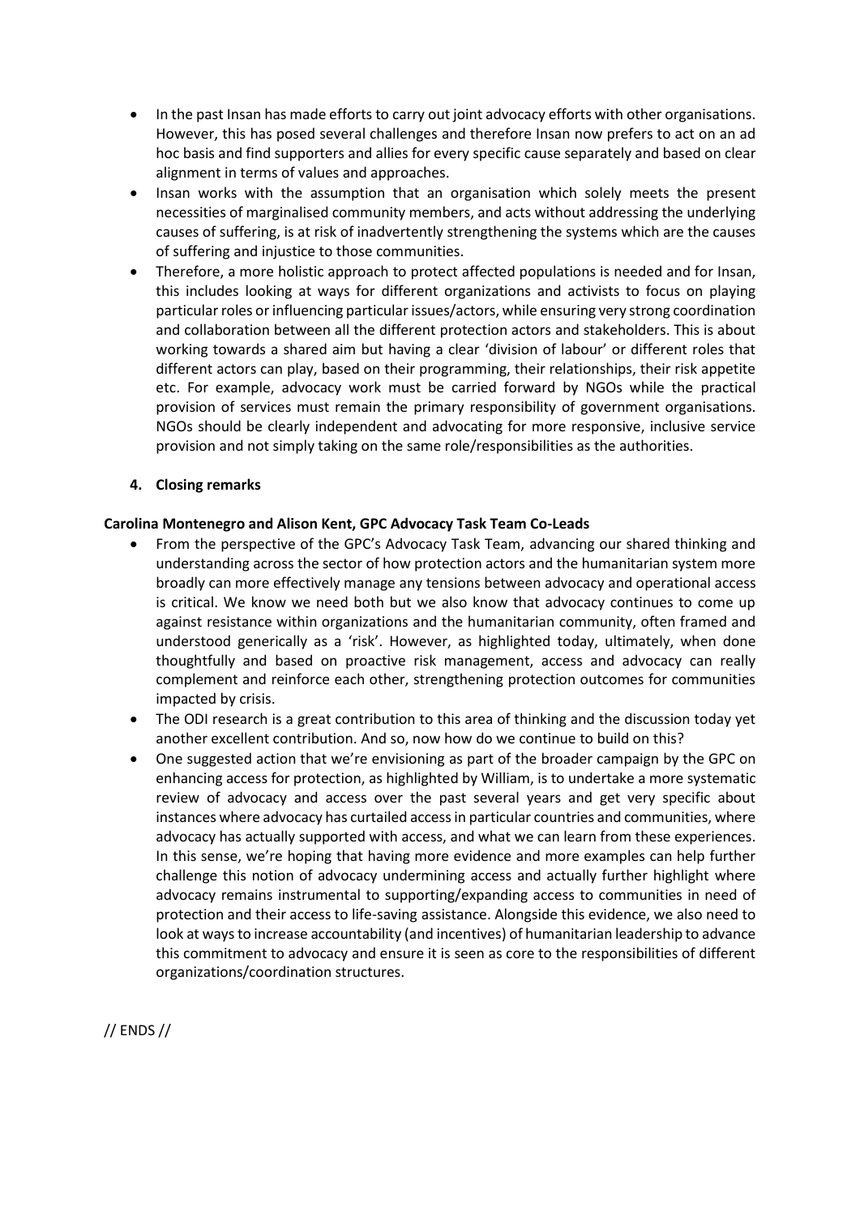- In the past Insan has made efforts to carry out joint advocacy efforts with other organisations. However, this has posed several challenges and therefore Insan now prefers to act on an ad hoc basis and find supporters and allies for every specific cause separately and based on clear alignment in terms of values and approaches.
- Insan works with the assumption that an organisation which solely meets the present necessities of marginalised community members, and acts without addressing the underlying causes of suffering, is at risk of inadvertently strengthening the systems which are the causes of suffering and injustice to those communities.
- Therefore, a more holistic approach to protect affected populations is needed and for Insan, this includes looking at ways for different organizations and activists to focus on playing particular roles or influencing particular issues/actors, while ensuring very strong coordination and collaboration between all the different protection actors and stakeholders. This is about working towards a shared aim but having a clear 'division of labour' or different roles that different actors can play, based on their programming, their relationships, their risk appetite etc. For example, advocacy work must be carried forward by NGOs while the practical provision of services must remain the primary responsibility of government organisations. NGOs should be clearly independent and advocating for more responsive, inclusive service provision and not simply taking on the same role/responsibilities as the authorities.

## 4. Closing remarks

**Carolina Montenegro and Alison Kent, GPC Advocacy Task Team Co-Leads**

- From the perspective of the GPC's Advocacy Task Team, advancing our shared thinking and understanding across the sector of how protection actors and the humanitarian system more broadly can more effectively manage any tensions between advocacy and operational access is critical. We know we need both but we also know that advocacy continues to come up against resistance within organizations and the humanitarian community, often framed and understood generically as a 'risk'. However, as highlighted today, ultimately, when done thoughtfully and based on proactive risk management, access and advocacy can really complement and reinforce each other, strengthening protection outcomes for communities impacted by crisis.
- The ODI research is a great contribution to this area of thinking and the discussion today yet another excellent contribution. And so, now how do we continue to build on this?
- One suggested action that we're envisioning as part of the broader campaign by the GPC on enhancing access for protection, as highlighted by William, is to undertake a more systematic review of advocacy and access over the past several years and get very specific about instances where advocacy has curtailed access in particular countries and communities, where advocacy has actually supported with access, and what we can learn from these experiences. In this sense, we're hoping that having more evidence and more examples can help further challenge this notion of advocacy undermining access and actually further highlight where advocacy remains instrumental to supporting/expanding access to communities in need of protection and their access to life-saving assistance. Alongside this evidence, we also need to look at ways to increase accountability (and incentives) of humanitarian leadership to advance this commitment to advocacy and ensure it is seen as core to the responsibilities of different organizations/coordination structures.

// ENDS //